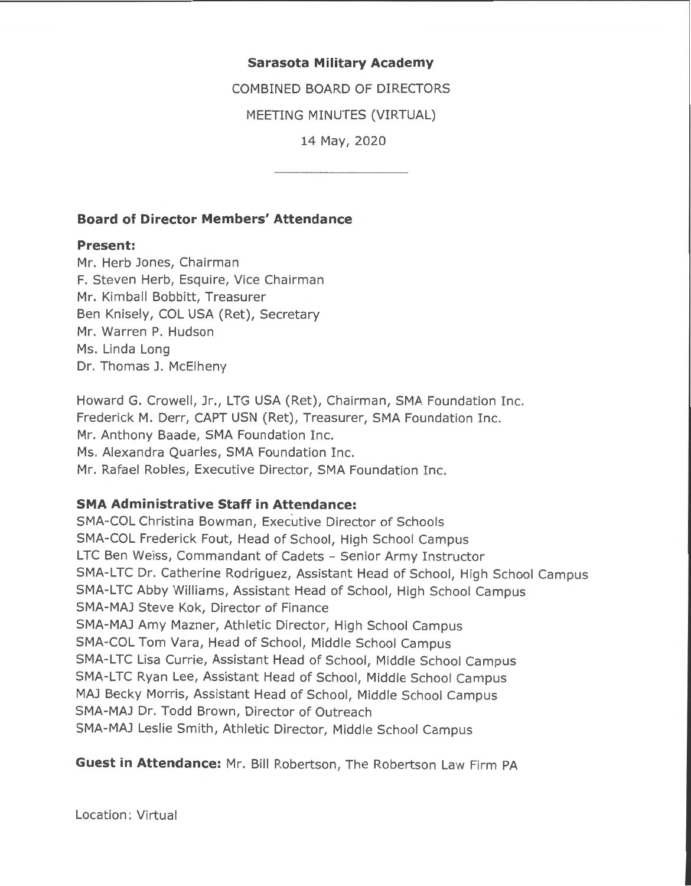# Sarasota Military Academy

COMBINED BOARD OF DIRECTORS

MEETING MINUTES (VIRTUAL)

14 May, 2020

---

## Board of Director Members' Attendance

**Present:**

Mr. Herb Jones, Chairman
F. Steven Herb, Esquire, Vice Chairman
Mr. Kimball Bobbitt, Treasurer
Ben Knisely, COL USA (Ret), Secretary
Mr. Warren P. Hudson
Ms. Linda Long
Dr. Thomas J. McElheny

Howard G. Crowell, Jr., LTG USA (Ret), Chairman, SMA Foundation Inc.
Frederick M. Derr, CAPT USN (Ret), Treasurer, SMA Foundation Inc.
Mr. Anthony Baade, SMA Foundation Inc.
Ms. Alexandra Quarles, SMA Foundation Inc.
Mr. Rafael Robles, Executive Director, SMA Foundation Inc.

**SMA Administrative Staff in Attendance:**

SMA-COL Christina Bowman, Executive Director of Schools
SMA-COL Frederick Fout, Head of School, High School Campus
LTC Ben Weiss, Commandant of Cadets - Senior Army Instructor
SMA-LTC Dr. Catherine Rodriguez, Assistant Head of School, High School Campus
SMA-LTC Abby Williams, Assistant Head of School, High School Campus
SMA-MAJ Steve Kok, Director of Finance
SMA-MAJ Amy Mazner, Athletic Director, High School Campus
SMA-COL Tom Vara, Head of School, Middle School Campus
SMA-LTC Lisa Currie, Assistant Head of School, Middle School Campus
SMA-LTC Ryan Lee, Assistant Head of School, Middle School Campus
MAJ Becky Morris, Assistant Head of School, Middle School Campus
SMA-MAJ Dr. Todd Brown, Director of Outreach
SMA-MAJ Leslie Smith, Athletic Director, Middle School Campus

**Guest in Attendance:** Mr. Bill Robertson, The Robertson Law Firm PA

Location: Virtual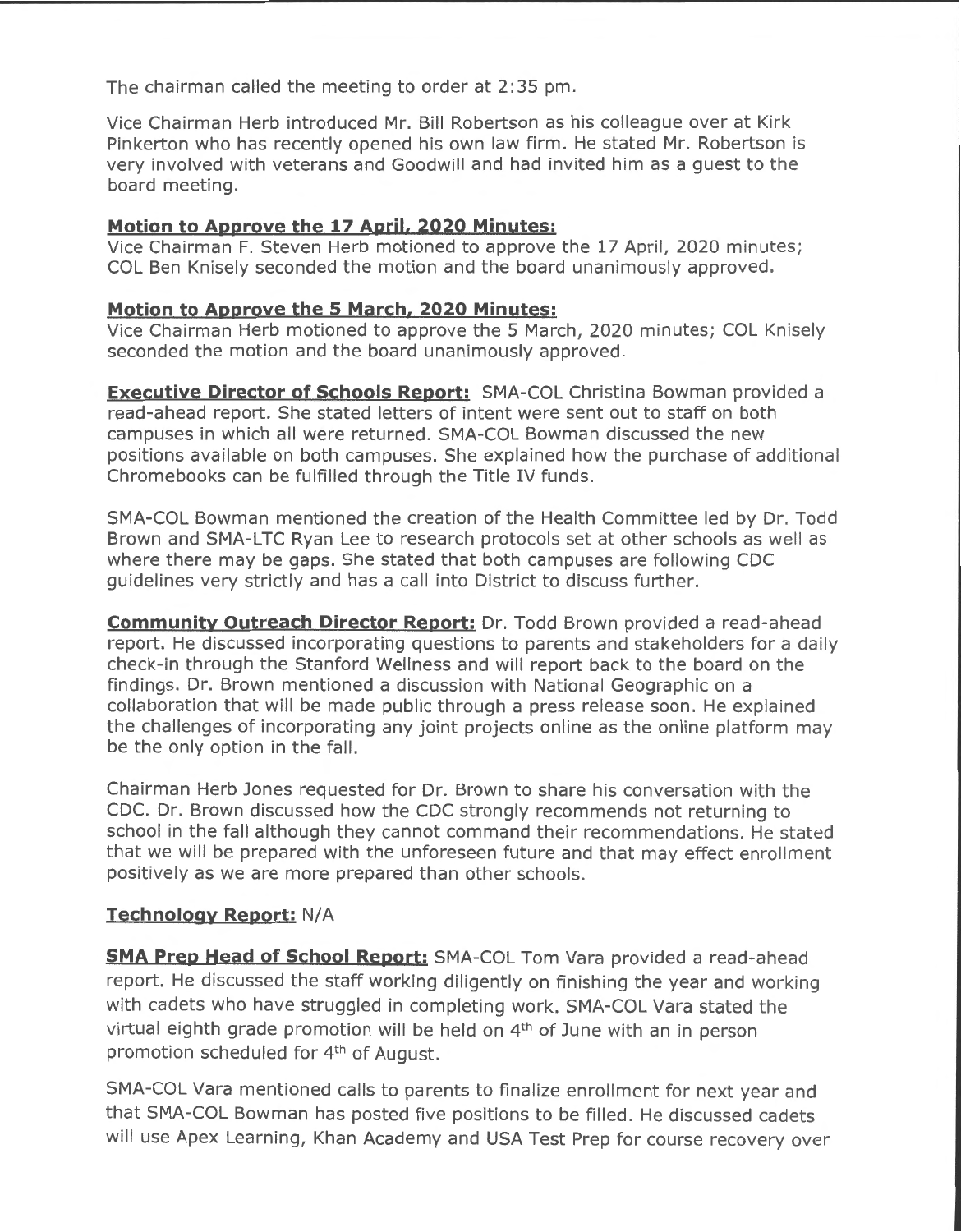The chairman called the meeting to order at 2:35 pm.

Vice Chairman Herb introduced Mr. Bill Robertson as his colleague over at Kirk Pinkerton who has recently opened his own law firm. He stated Mr. Robertson is very involved with veterans and Goodwill and had invited him as a guest to the board meeting.

**Motion to Approve the 17 April, 2020 Minutes:**
Vice Chairman F. Steven Herb motioned to approve the 17 April, 2020 minutes; COL Ben Knisely seconded the motion and the board unanimously approved.

**Motion to Approve the 5 March, 2020 Minutes:**
Vice Chairman Herb motioned to approve the 5 March, 2020 minutes; COL Knisely seconded the motion and the board unanimously approved.

**Executive Director of Schools Report:** SMA-COL Christina Bowman provided a read-ahead report. She stated letters of intent were sent out to staff on both campuses in which all were returned. SMA-COL Bowman discussed the new positions available on both campuses. She explained how the purchase of additional Chromebooks can be fulfilled through the Title IV funds.

SMA-COL Bowman mentioned the creation of the Health Committee led by Dr. Todd Brown and SMA-LTC Ryan Lee to research protocols set at other schools as well as where there may be gaps. She stated that both campuses are following CDC guidelines very strictly and has a call into District to discuss further.

**Community Outreach Director Report:** Dr. Todd Brown provided a read-ahead report. He discussed incorporating questions to parents and stakeholders for a daily check-in through the Stanford Wellness and will report back to the board on the findings. Dr. Brown mentioned a discussion with National Geographic on a collaboration that will be made public through a press release soon. He explained the challenges of incorporating any joint projects online as the online platform may be the only option in the fall.

Chairman Herb Jones requested for Dr. Brown to share his conversation with the CDC. Dr. Brown discussed how the CDC strongly recommends not returning to school in the fall although they cannot command their recommendations. He stated that we will be prepared with the unforeseen future and that may effect enrollment positively as we are more prepared than other schools.

**Technology Report:** N/A

**SMA Prep Head of School Report:** SMA-COL Tom Vara provided a read-ahead report. He discussed the staff working diligently on finishing the year and working with cadets who have struggled in completing work. SMA-COL Vara stated the virtual eighth grade promotion will be held on 4th of June with an in person promotion scheduled for 4th of August.

SMA-COL Vara mentioned calls to parents to finalize enrollment for next year and that SMA-COL Bowman has posted five positions to be filled. He discussed cadets will use Apex Learning, Khan Academy and USA Test Prep for course recovery over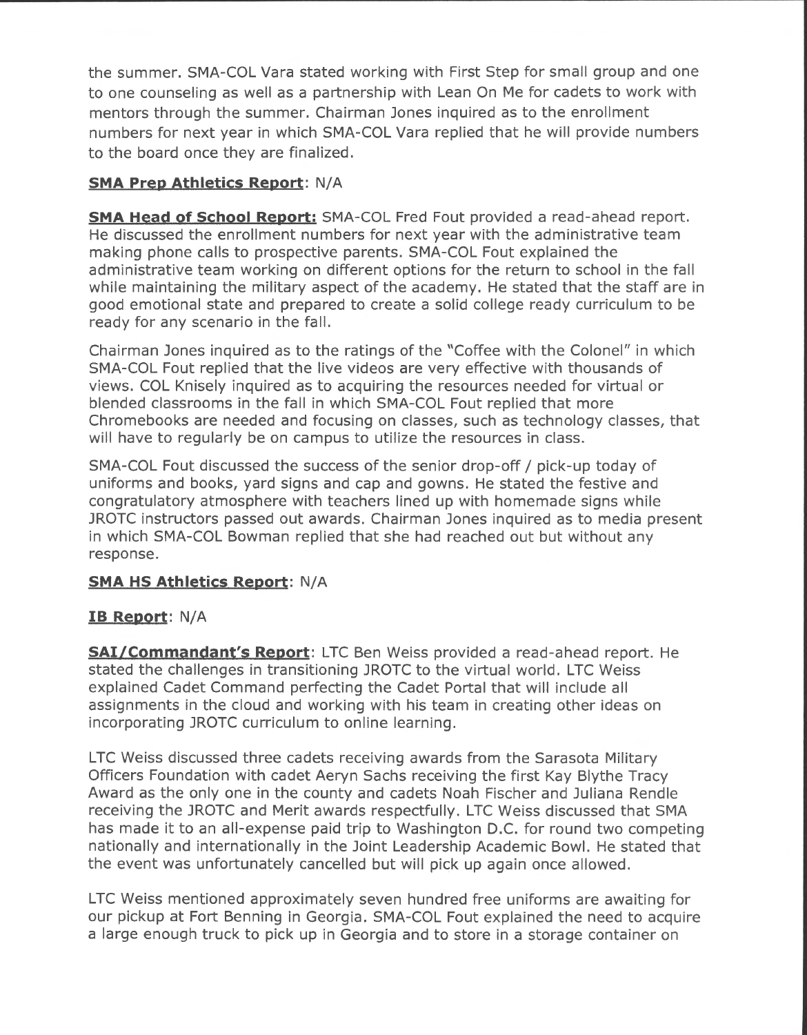the summer. SMA-COL Vara stated working with First Step for small group and one to one counseling as well as a partnership with Lean On Me for cadets to work with mentors through the summer. Chairman Jones inquired as to the enrollment numbers for next year in which SMA-COL Vara replied that he will provide numbers to the board once they are finalized.

**SMA Prep Athletics Report**: N/A

**SMA Head of School Report:** SMA-COL Fred Fout provided a read-ahead report. He discussed the enrollment numbers for next year with the administrative team making phone calls to prospective parents. SMA-COL Fout explained the administrative team working on different options for the return to school in the fall while maintaining the military aspect of the academy. He stated that the staff are in good emotional state and prepared to create a solid college ready curriculum to be ready for any scenario in the fall.

Chairman Jones inquired as to the ratings of the "Coffee with the Colonel" in which SMA-COL Fout replied that the live videos are very effective with thousands of views. COL Knisely inquired as to acquiring the resources needed for virtual or blended classrooms in the fall in which SMA-COL Fout replied that more Chromebooks are needed and focusing on classes, such as technology classes, that will have to regularly be on campus to utilize the resources in class.

SMA-COL Fout discussed the success of the senior drop-off / pick-up today of uniforms and books, yard signs and cap and gowns. He stated the festive and congratulatory atmosphere with teachers lined up with homemade signs while JROTC instructors passed out awards. Chairman Jones inquired as to media present in which SMA-COL Bowman replied that she had reached out but without any response.

**SMA HS Athletics Report**: N/A

**IB Report**: N/A

**SAI/Commandant's Report**: LTC Ben Weiss provided a read-ahead report. He stated the challenges in transitioning JROTC to the virtual world. LTC Weiss explained Cadet Command perfecting the Cadet Portal that will include all assignments in the cloud and working with his team in creating other ideas on incorporating JROTC curriculum to online learning.

LTC Weiss discussed three cadets receiving awards from the Sarasota Military Officers Foundation with cadet Aeryn Sachs receiving the first Kay Blythe Tracy Award as the only one in the county and cadets Noah Fischer and Juliana Rendle receiving the JROTC and Merit awards respectfully. LTC Weiss discussed that SMA has made it to an all-expense paid trip to Washington D.C. for round two competing nationally and internationally in the Joint Leadership Academic Bowl. He stated that the event was unfortunately cancelled but will pick up again once allowed.

LTC Weiss mentioned approximately seven hundred free uniforms are awaiting for our pickup at Fort Benning in Georgia. SMA-COL Fout explained the need to acquire a large enough truck to pick up in Georgia and to store in a storage container on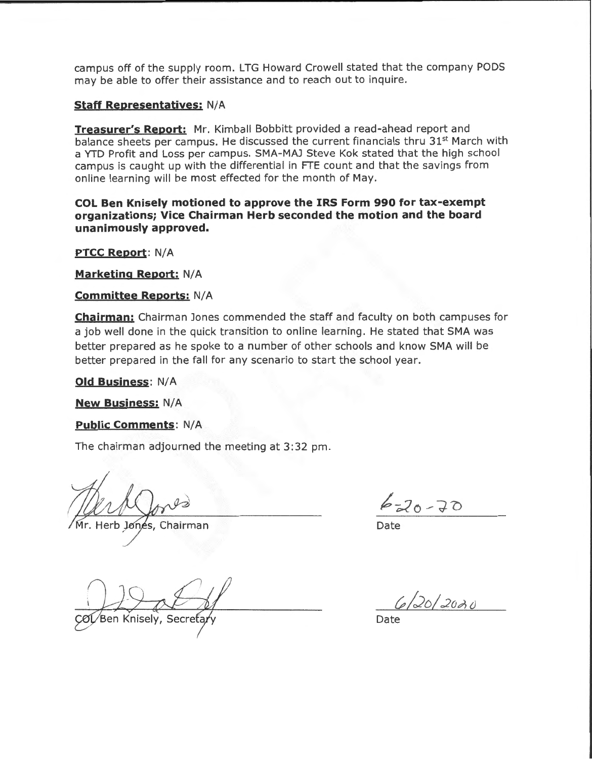campus off of the supply room. LTG Howard Crowell stated that the company PODS may be able to offer their assistance and to reach out to inquire.

**Staff Representatives:** N/A

**Treasurer's Report:** Mr. Kimball Bobbitt provided a read-ahead report and balance sheets per campus. He discussed the current financials thru 31st March with a YTD Profit and Loss per campus. SMA-MAJ Steve Kok stated that the high school campus is caught up with the differential in FTE count and that the savings from online learning will be most effected for the month of May.

**COL Ben Knisely motioned to approve the IRS Form 990 for tax-exempt organizations; Vice Chairman Herb seconded the motion and the board unanimously approved.**

**PTCC Report**: N/A

**Marketing Report:** N/A

**Committee Reports:** N/A

**Chairman:** Chairman Jones commended the staff and faculty on both campuses for a job well done in the quick transition to online learning. He stated that SMA was better prepared as he spoke to a number of other schools and know SMA will be better prepared in the fall for any scenario to start the school year.

**Old Business**: N/A

**New Business:** N/A

**Public Comments**: N/A

The chairman adjourned the meeting at 3:32 pm.

Mr. Herb Jones, Chairman — Date: 6-20-20

COL Ben Knisely, Secretary — Date: 6/20/2020